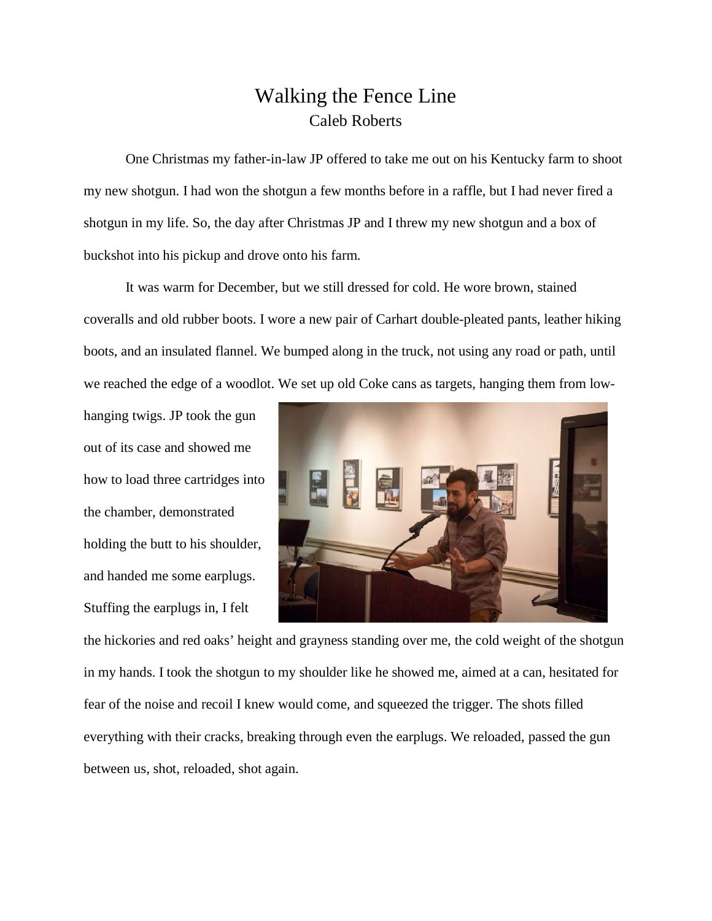# Walking the Fence Line

Caleb Roberts

One Christmas my father-in-law JP offered to take me out on his Kentucky farm to shoot my new shotgun. I had won the shotgun a few months before in a raffle, but I had never fired a shotgun in my life. So, the day after Christmas JP and I threw my new shotgun and a box of buckshot into his pickup and drove onto his farm.

It was warm for December, but we still dressed for cold. He wore brown, stained coveralls and old rubber boots. I wore a new pair of Carhart double-pleated pants, leather hiking boots, and an insulated flannel. We bumped along in the truck, not using any road or path, until we reached the edge of a woodlot. We set up old Coke cans as targets, hanging them from low-hanging twigs. JP took the gun out of its case and showed me how to load three cartridges into the chamber, demonstrated holding the butt to his shoulder, and handed me some earplugs. Stuffing the earplugs in, I felt the hickories and red oaks' height and grayness standing over me, the cold weight of the shotgun in my hands. I took the shotgun to my shoulder like he showed me, aimed at a can, hesitated for fear of the noise and recoil I knew would come, and squeezed the trigger. The shots filled everything with their cracks, breaking through even the earplugs. We reloaded, passed the gun between us, shot, reloaded, shot again.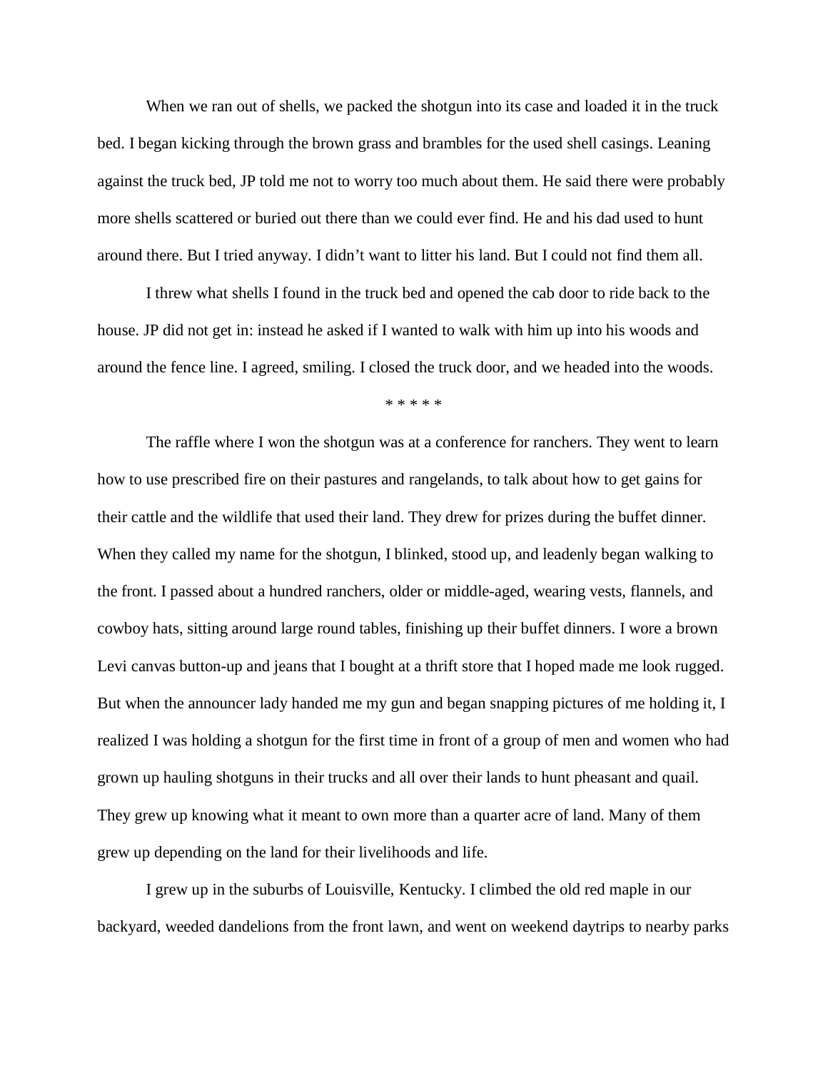When we ran out of shells, we packed the shotgun into its case and loaded it in the truck bed. I began kicking through the brown grass and brambles for the used shell casings. Leaning against the truck bed, JP told me not to worry too much about them. He said there were probably more shells scattered or buried out there than we could ever find. He and his dad used to hunt around there. But I tried anyway. I didn't want to litter his land. But I could not find them all.

I threw what shells I found in the truck bed and opened the cab door to ride back to the house. JP did not get in: instead he asked if I wanted to walk with him up into his woods and around the fence line. I agreed, smiling. I closed the truck door, and we headed into the woods.

\* \* \* \* \*

The raffle where I won the shotgun was at a conference for ranchers. They went to learn how to use prescribed fire on their pastures and rangelands, to talk about how to get gains for their cattle and the wildlife that used their land. They drew for prizes during the buffet dinner. When they called my name for the shotgun, I blinked, stood up, and leadenly began walking to the front. I passed about a hundred ranchers, older or middle-aged, wearing vests, flannels, and cowboy hats, sitting around large round tables, finishing up their buffet dinners. I wore a brown Levi canvas button-up and jeans that I bought at a thrift store that I hoped made me look rugged. But when the announcer lady handed me my gun and began snapping pictures of me holding it, I realized I was holding a shotgun for the first time in front of a group of men and women who had grown up hauling shotguns in their trucks and all over their lands to hunt pheasant and quail. They grew up knowing what it meant to own more than a quarter acre of land. Many of them grew up depending on the land for their livelihoods and life.

I grew up in the suburbs of Louisville, Kentucky. I climbed the old red maple in our backyard, weeded dandelions from the front lawn, and went on weekend daytrips to nearby parks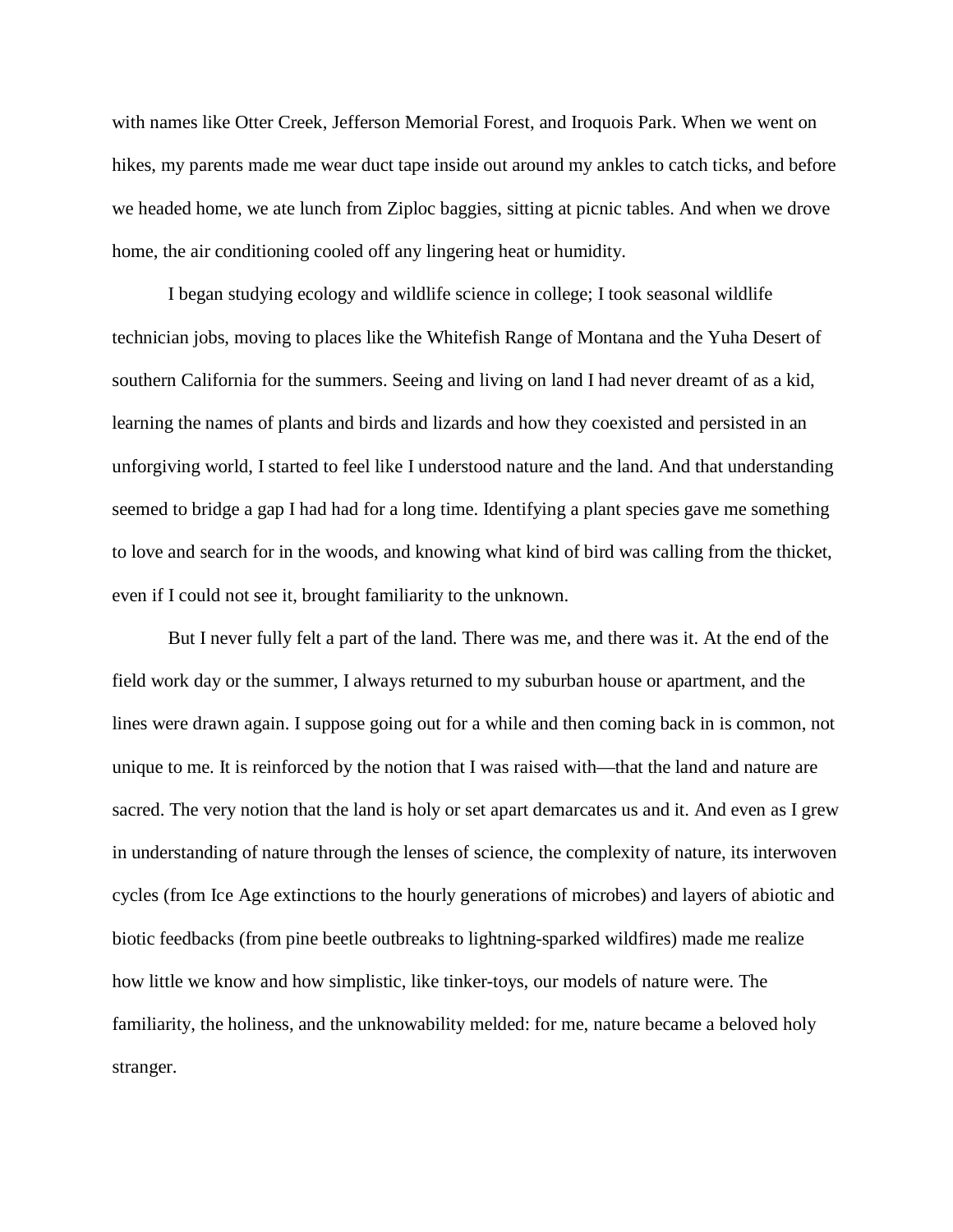with names like Otter Creek, Jefferson Memorial Forest, and Iroquois Park. When we went on hikes, my parents made me wear duct tape inside out around my ankles to catch ticks, and before we headed home, we ate lunch from Ziploc baggies, sitting at picnic tables. And when we drove home, the air conditioning cooled off any lingering heat or humidity.

I began studying ecology and wildlife science in college; I took seasonal wildlife technician jobs, moving to places like the Whitefish Range of Montana and the Yuha Desert of southern California for the summers. Seeing and living on land I had never dreamt of as a kid, learning the names of plants and birds and lizards and how they coexisted and persisted in an unforgiving world, I started to feel like I understood nature and the land. And that understanding seemed to bridge a gap I had had for a long time. Identifying a plant species gave me something to love and search for in the woods, and knowing what kind of bird was calling from the thicket, even if I could not see it, brought familiarity to the unknown.

But I never fully felt a part of the land. There was me, and there was it. At the end of the field work day or the summer, I always returned to my suburban house or apartment, and the lines were drawn again. I suppose going out for a while and then coming back in is common, not unique to me. It is reinforced by the notion that I was raised with—that the land and nature are sacred. The very notion that the land is holy or set apart demarcates us and it. And even as I grew in understanding of nature through the lenses of science, the complexity of nature, its interwoven cycles (from Ice Age extinctions to the hourly generations of microbes) and layers of abiotic and biotic feedbacks (from pine beetle outbreaks to lightning-sparked wildfires) made me realize how little we know and how simplistic, like tinker-toys, our models of nature were. The familiarity, the holiness, and the unknowability melded: for me, nature became a beloved holy stranger.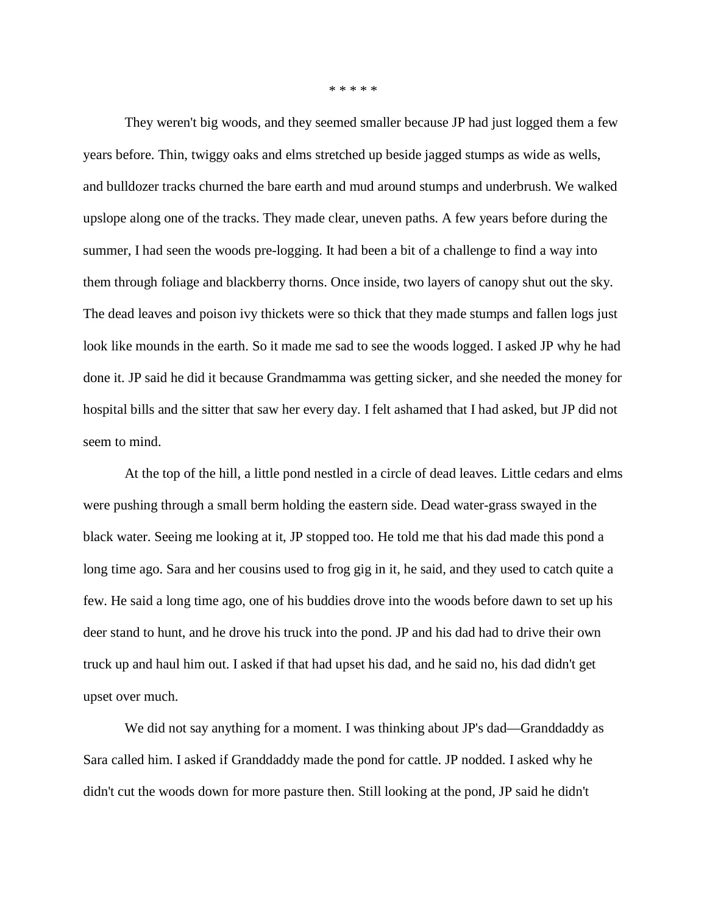\* \* \* \* \*

They weren't big woods, and they seemed smaller because JP had just logged them a few years before. Thin, twiggy oaks and elms stretched up beside jagged stumps as wide as wells, and bulldozer tracks churned the bare earth and mud around stumps and underbrush. We walked upslope along one of the tracks. They made clear, uneven paths. A few years before during the summer, I had seen the woods pre-logging. It had been a bit of a challenge to find a way into them through foliage and blackberry thorns. Once inside, two layers of canopy shut out the sky. The dead leaves and poison ivy thickets were so thick that they made stumps and fallen logs just look like mounds in the earth. So it made me sad to see the woods logged. I asked JP why he had done it. JP said he did it because Grandmamma was getting sicker, and she needed the money for hospital bills and the sitter that saw her every day. I felt ashamed that I had asked, but JP did not seem to mind.

At the top of the hill, a little pond nestled in a circle of dead leaves. Little cedars and elms were pushing through a small berm holding the eastern side. Dead water-grass swayed in the black water. Seeing me looking at it, JP stopped too. He told me that his dad made this pond a long time ago. Sara and her cousins used to frog gig in it, he said, and they used to catch quite a few. He said a long time ago, one of his buddies drove into the woods before dawn to set up his deer stand to hunt, and he drove his truck into the pond. JP and his dad had to drive their own truck up and haul him out. I asked if that had upset his dad, and he said no, his dad didn't get upset over much.

We did not say anything for a moment. I was thinking about JP's dad—Granddaddy as Sara called him. I asked if Granddaddy made the pond for cattle. JP nodded. I asked why he didn't cut the woods down for more pasture then. Still looking at the pond, JP said he didn't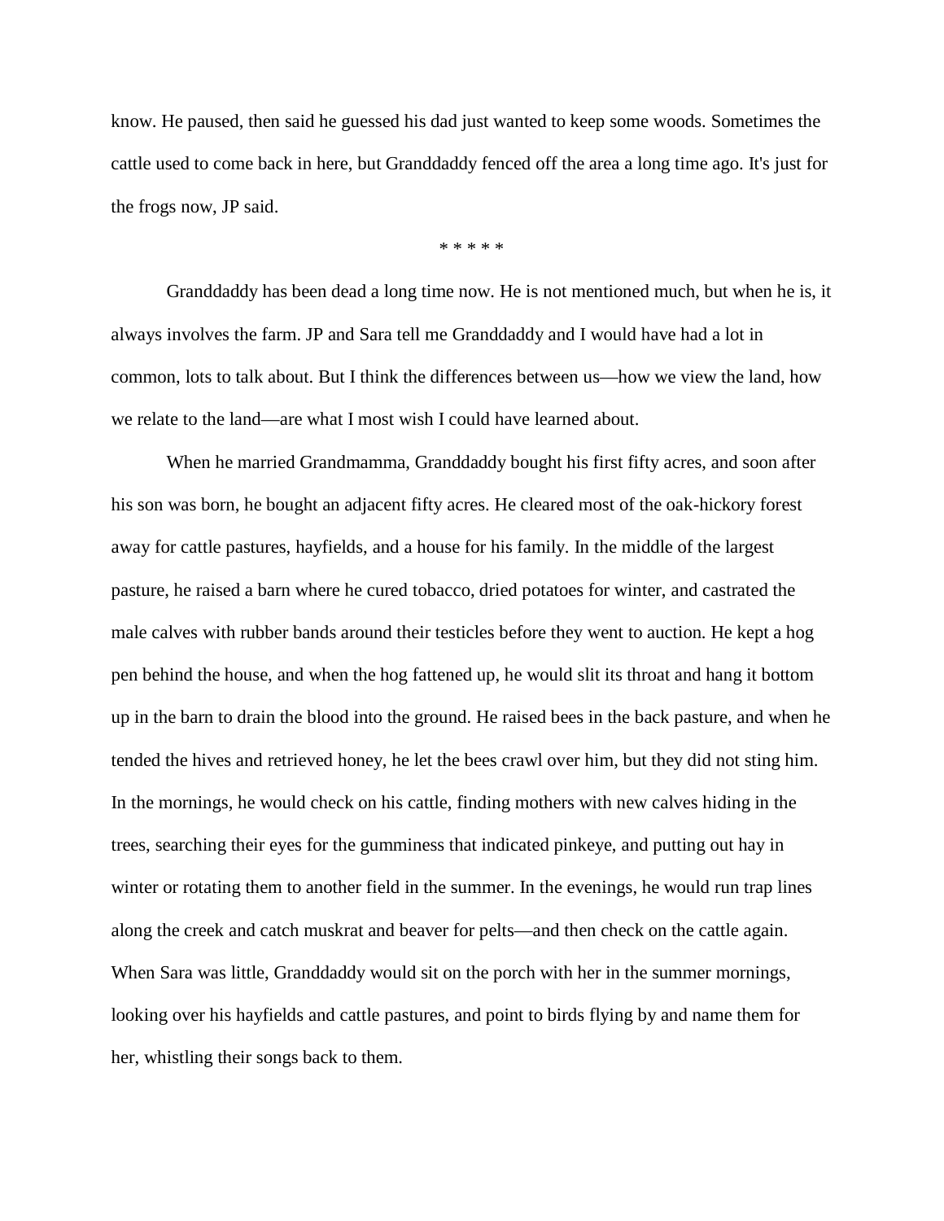know. He paused, then said he guessed his dad just wanted to keep some woods. Sometimes the cattle used to come back in here, but Granddaddy fenced off the area a long time ago. It's just for the frogs now, JP said.

* * * * *

Granddaddy has been dead a long time now. He is not mentioned much, but when he is, it always involves the farm. JP and Sara tell me Granddaddy and I would have had a lot in common, lots to talk about. But I think the differences between us—how we view the land, how we relate to the land—are what I most wish I could have learned about.

When he married Grandmamma, Granddaddy bought his first fifty acres, and soon after his son was born, he bought an adjacent fifty acres. He cleared most of the oak-hickory forest away for cattle pastures, hayfields, and a house for his family. In the middle of the largest pasture, he raised a barn where he cured tobacco, dried potatoes for winter, and castrated the male calves with rubber bands around their testicles before they went to auction. He kept a hog pen behind the house, and when the hog fattened up, he would slit its throat and hang it bottom up in the barn to drain the blood into the ground. He raised bees in the back pasture, and when he tended the hives and retrieved honey, he let the bees crawl over him, but they did not sting him. In the mornings, he would check on his cattle, finding mothers with new calves hiding in the trees, searching their eyes for the gumminess that indicated pinkeye, and putting out hay in winter or rotating them to another field in the summer. In the evenings, he would run trap lines along the creek and catch muskrat and beaver for pelts—and then check on the cattle again. When Sara was little, Granddaddy would sit on the porch with her in the summer mornings, looking over his hayfields and cattle pastures, and point to birds flying by and name them for her, whistling their songs back to them.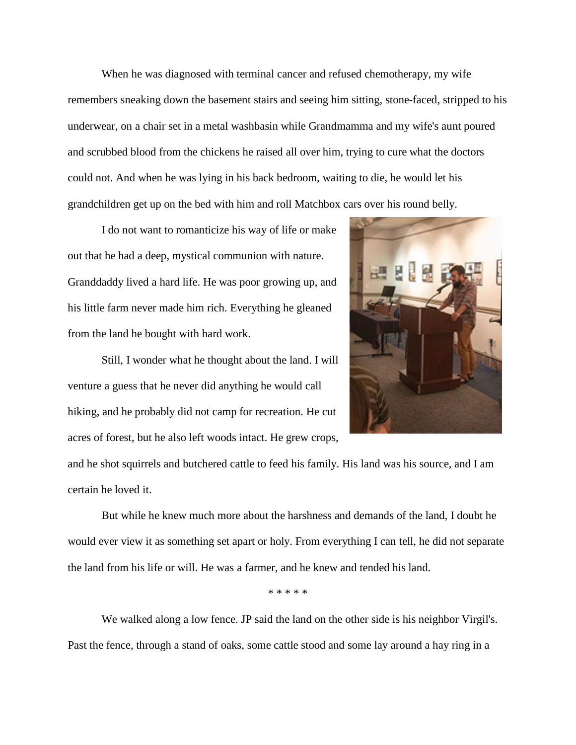When he was diagnosed with terminal cancer and refused chemotherapy, my wife remembers sneaking down the basement stairs and seeing him sitting, stone-faced, stripped to his underwear, on a chair set in a metal washbasin while Grandmamma and my wife's aunt poured and scrubbed blood from the chickens he raised all over him, trying to cure what the doctors could not. And when he was lying in his back bedroom, waiting to die, he would let his grandchildren get up on the bed with him and roll Matchbox cars over his round belly.

I do not want to romanticize his way of life or make out that he had a deep, mystical communion with nature. Granddaddy lived a hard life. He was poor growing up, and his little farm never made him rich. Everything he gleaned from the land he bought with hard work.

Still, I wonder what he thought about the land. I will venture a guess that he never did anything he would call hiking, and he probably did not camp for recreation. He cut acres of forest, but he also left woods intact. He grew crops, and he shot squirrels and butchered cattle to feed his family. His land was his source, and I am certain he loved it.

But while he knew much more about the harshness and demands of the land, I doubt he would ever view it as something set apart or holy. From everything I can tell, he did not separate the land from his life or will. He was a farmer, and he knew and tended his land.

* * * * *

We walked along a low fence. JP said the land on the other side is his neighbor Virgil's. Past the fence, through a stand of oaks, some cattle stood and some lay around a hay ring in a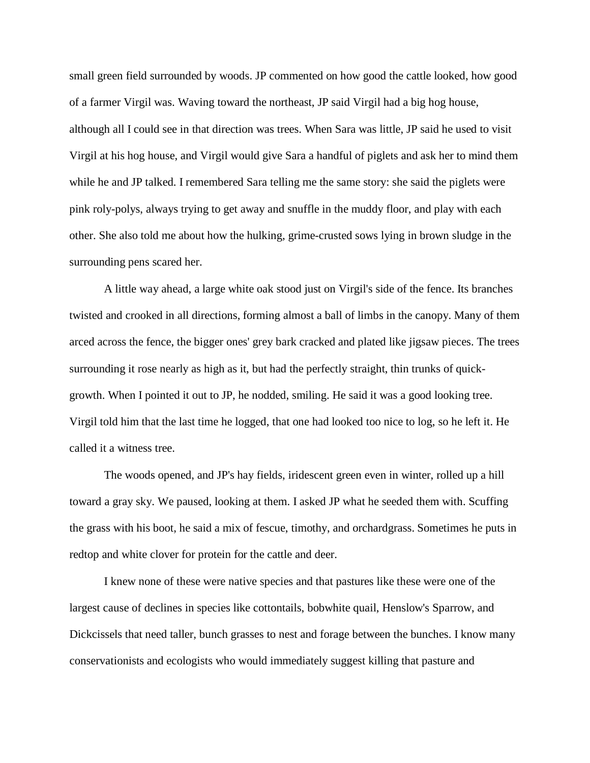small green field surrounded by woods. JP commented on how good the cattle looked, how good of a farmer Virgil was. Waving toward the northeast, JP said Virgil had a big hog house, although all I could see in that direction was trees. When Sara was little, JP said he used to visit Virgil at his hog house, and Virgil would give Sara a handful of piglets and ask her to mind them while he and JP talked. I remembered Sara telling me the same story: she said the piglets were pink roly-polys, always trying to get away and snuffle in the muddy floor, and play with each other. She also told me about how the hulking, grime-crusted sows lying in brown sludge in the surrounding pens scared her.

A little way ahead, a large white oak stood just on Virgil's side of the fence. Its branches twisted and crooked in all directions, forming almost a ball of limbs in the canopy. Many of them arced across the fence, the bigger ones' grey bark cracked and plated like jigsaw pieces. The trees surrounding it rose nearly as high as it, but had the perfectly straight, thin trunks of quick-growth. When I pointed it out to JP, he nodded, smiling. He said it was a good looking tree. Virgil told him that the last time he logged, that one had looked too nice to log, so he left it. He called it a witness tree.

The woods opened, and JP's hay fields, iridescent green even in winter, rolled up a hill toward a gray sky. We paused, looking at them. I asked JP what he seeded them with. Scuffing the grass with his boot, he said a mix of fescue, timothy, and orchardgrass. Sometimes he puts in redtop and white clover for protein for the cattle and deer.

I knew none of these were native species and that pastures like these were one of the largest cause of declines in species like cottontails, bobwhite quail, Henslow's Sparrow, and Dickcissels that need taller, bunch grasses to nest and forage between the bunches. I know many conservationists and ecologists who would immediately suggest killing that pasture and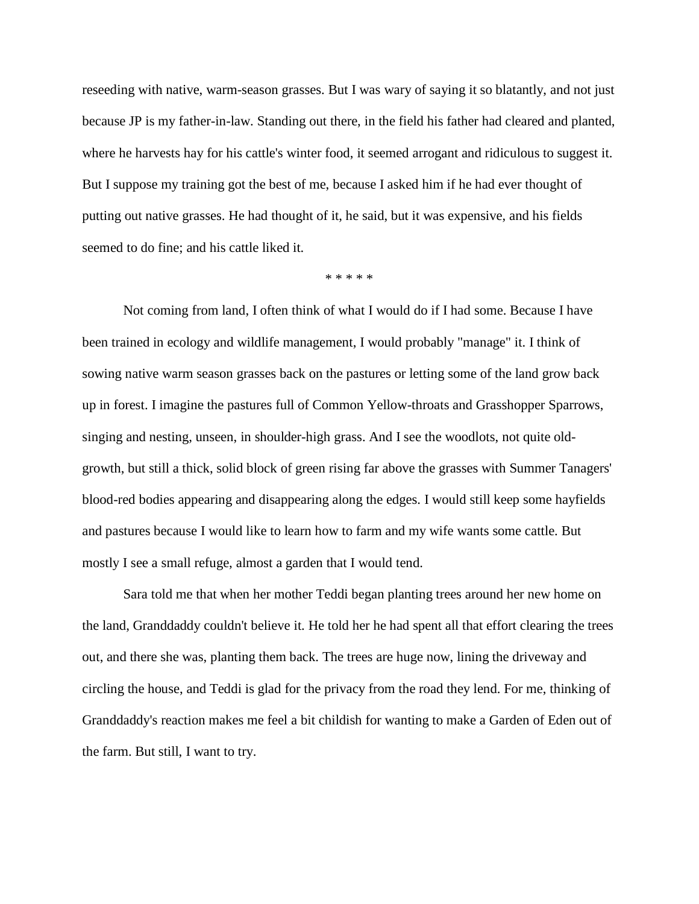reseeding with native, warm-season grasses. But I was wary of saying it so blatantly, and not just because JP is my father-in-law. Standing out there, in the field his father had cleared and planted, where he harvests hay for his cattle's winter food, it seemed arrogant and ridiculous to suggest it. But I suppose my training got the best of me, because I asked him if he had ever thought of putting out native grasses. He had thought of it, he said, but it was expensive, and his fields seemed to do fine; and his cattle liked it.

* * * * *

Not coming from land, I often think of what I would do if I had some. Because I have been trained in ecology and wildlife management, I would probably "manage" it. I think of sowing native warm season grasses back on the pastures or letting some of the land grow back up in forest. I imagine the pastures full of Common Yellow-throats and Grasshopper Sparrows, singing and nesting, unseen, in shoulder-high grass. And I see the woodlots, not quite old-growth, but still a thick, solid block of green rising far above the grasses with Summer Tanagers' blood-red bodies appearing and disappearing along the edges. I would still keep some hayfields and pastures because I would like to learn how to farm and my wife wants some cattle. But mostly I see a small refuge, almost a garden that I would tend.

Sara told me that when her mother Teddi began planting trees around her new home on the land, Granddaddy couldn't believe it. He told her he had spent all that effort clearing the trees out, and there she was, planting them back. The trees are huge now, lining the driveway and circling the house, and Teddi is glad for the privacy from the road they lend. For me, thinking of Granddaddy's reaction makes me feel a bit childish for wanting to make a Garden of Eden out of the farm. But still, I want to try.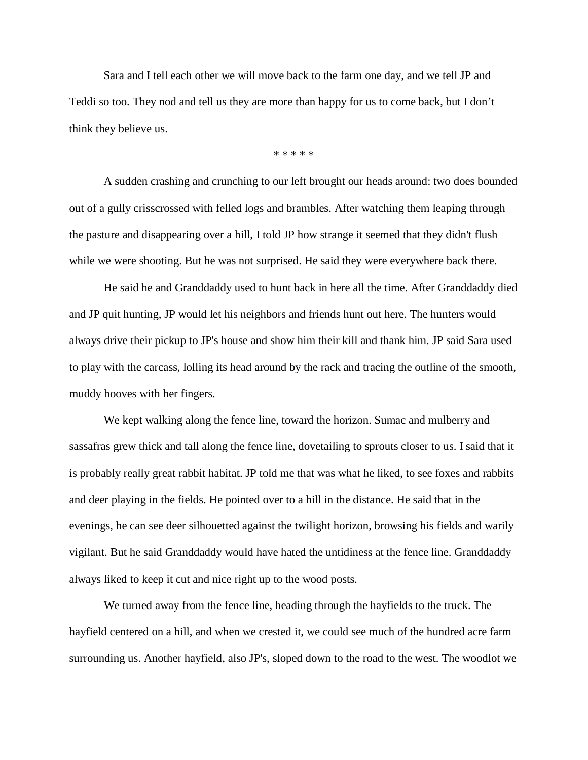Sara and I tell each other we will move back to the farm one day, and we tell JP and Teddi so too. They nod and tell us they are more than happy for us to come back, but I don't think they believe us.

* * * * *

A sudden crashing and crunching to our left brought our heads around: two does bounded out of a gully crisscrossed with felled logs and brambles. After watching them leaping through the pasture and disappearing over a hill, I told JP how strange it seemed that they didn't flush while we were shooting. But he was not surprised. He said they were everywhere back there.

He said he and Granddaddy used to hunt back in here all the time. After Granddaddy died and JP quit hunting, JP would let his neighbors and friends hunt out here. The hunters would always drive their pickup to JP's house and show him their kill and thank him. JP said Sara used to play with the carcass, lolling its head around by the rack and tracing the outline of the smooth, muddy hooves with her fingers.

We kept walking along the fence line, toward the horizon. Sumac and mulberry and sassafras grew thick and tall along the fence line, dovetailing to sprouts closer to us. I said that it is probably really great rabbit habitat. JP told me that was what he liked, to see foxes and rabbits and deer playing in the fields. He pointed over to a hill in the distance. He said that in the evenings, he can see deer silhouetted against the twilight horizon, browsing his fields and warily vigilant. But he said Granddaddy would have hated the untidiness at the fence line. Granddaddy always liked to keep it cut and nice right up to the wood posts.

We turned away from the fence line, heading through the hayfields to the truck. The hayfield centered on a hill, and when we crested it, we could see much of the hundred acre farm surrounding us. Another hayfield, also JP's, sloped down to the road to the west. The woodlot we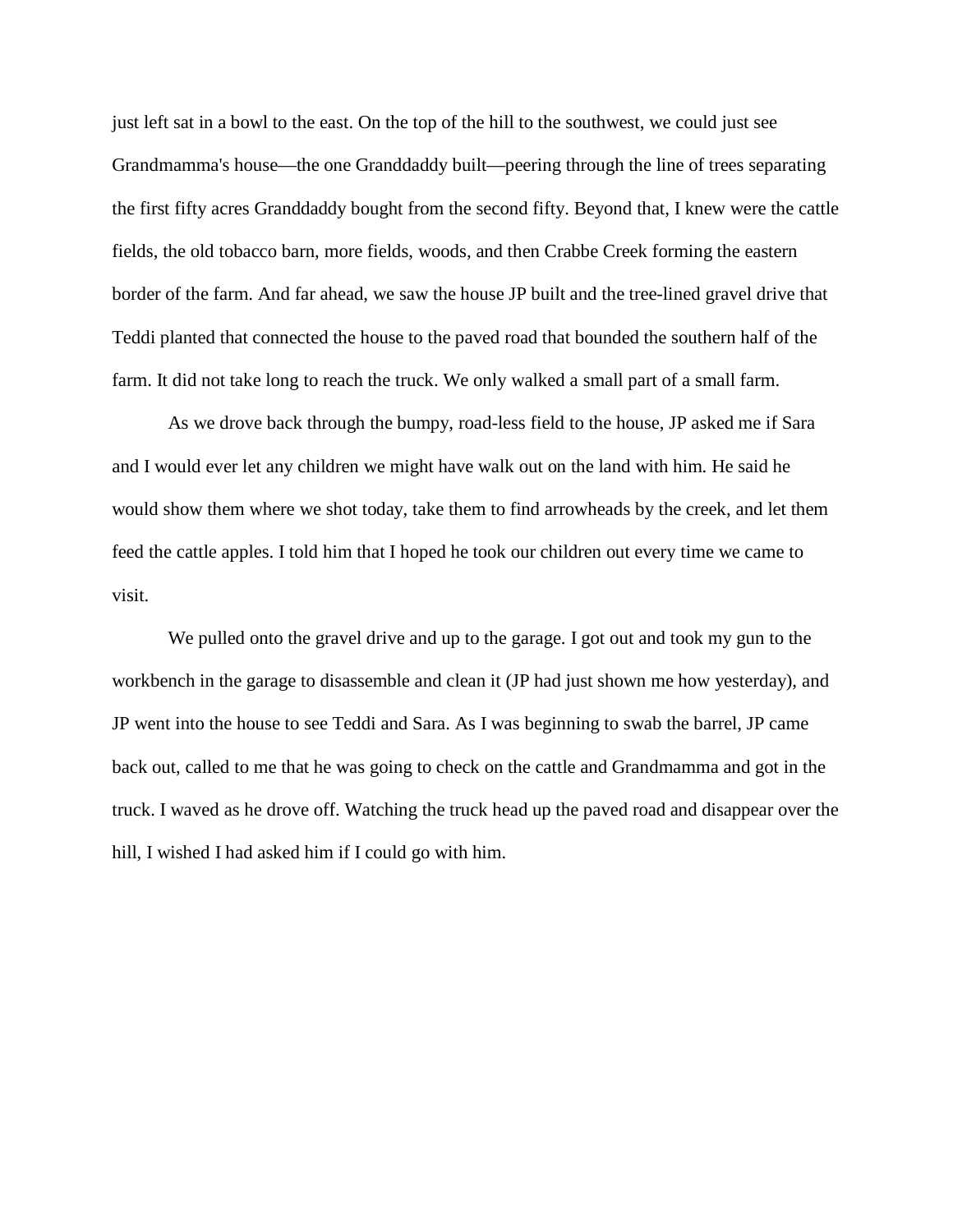just left sat in a bowl to the east. On the top of the hill to the southwest, we could just see Grandmamma's house—the one Granddaddy built—peering through the line of trees separating the first fifty acres Granddaddy bought from the second fifty. Beyond that, I knew were the cattle fields, the old tobacco barn, more fields, woods, and then Crabbe Creek forming the eastern border of the farm. And far ahead, we saw the house JP built and the tree-lined gravel drive that Teddi planted that connected the house to the paved road that bounded the southern half of the farm. It did not take long to reach the truck. We only walked a small part of a small farm.

As we drove back through the bumpy, road-less field to the house, JP asked me if Sara and I would ever let any children we might have walk out on the land with him. He said he would show them where we shot today, take them to find arrowheads by the creek, and let them feed the cattle apples. I told him that I hoped he took our children out every time we came to visit.

We pulled onto the gravel drive and up to the garage. I got out and took my gun to the workbench in the garage to disassemble and clean it (JP had just shown me how yesterday), and JP went into the house to see Teddi and Sara. As I was beginning to swab the barrel, JP came back out, called to me that he was going to check on the cattle and Grandmamma and got in the truck. I waved as he drove off. Watching the truck head up the paved road and disappear over the hill, I wished I had asked him if I could go with him.